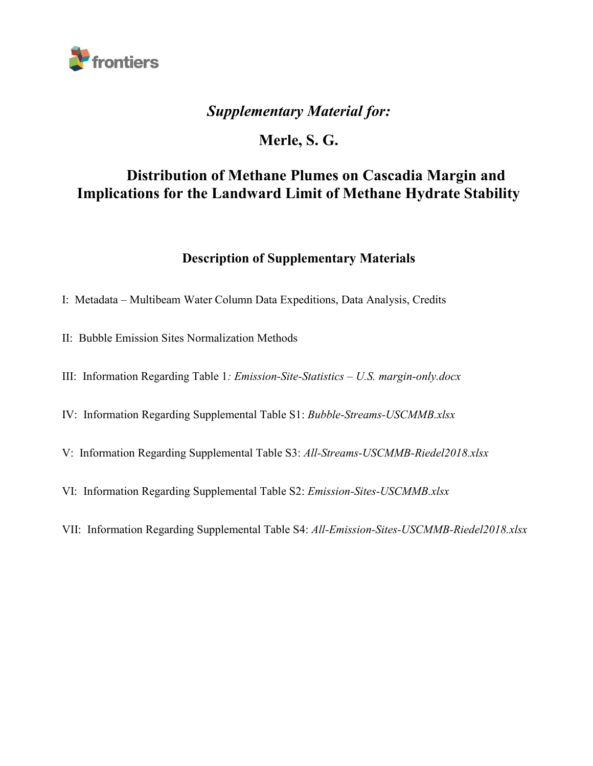## *Supplementary Material for:*

## Merle, S. G.

# Distribution of Methane Plumes on Cascadia Margin and Implications for the Landward Limit of Methane Hydrate Stability

### Description of Supplementary Materials

I: Metadata – Multibeam Water Column Data Expeditions, Data Analysis, Credits

II: Bubble Emission Sites Normalization Methods

III: Information Regarding Table 1*: Emission-Site-Statistics – U.S. margin-only.docx*

IV: Information Regarding Supplemental Table S1: *Bubble-Streams-USCMMB.xlsx*

V: Information Regarding Supplemental Table S3: *All-Streams-USCMMB-Riedel2018.xlsx*

VI: Information Regarding Supplemental Table S2: *Emission-Sites-USCMMB.xlsx*

VII: Information Regarding Supplemental Table S4: *All-Emission-Sites-USCMMB-Riedel2018.xlsx*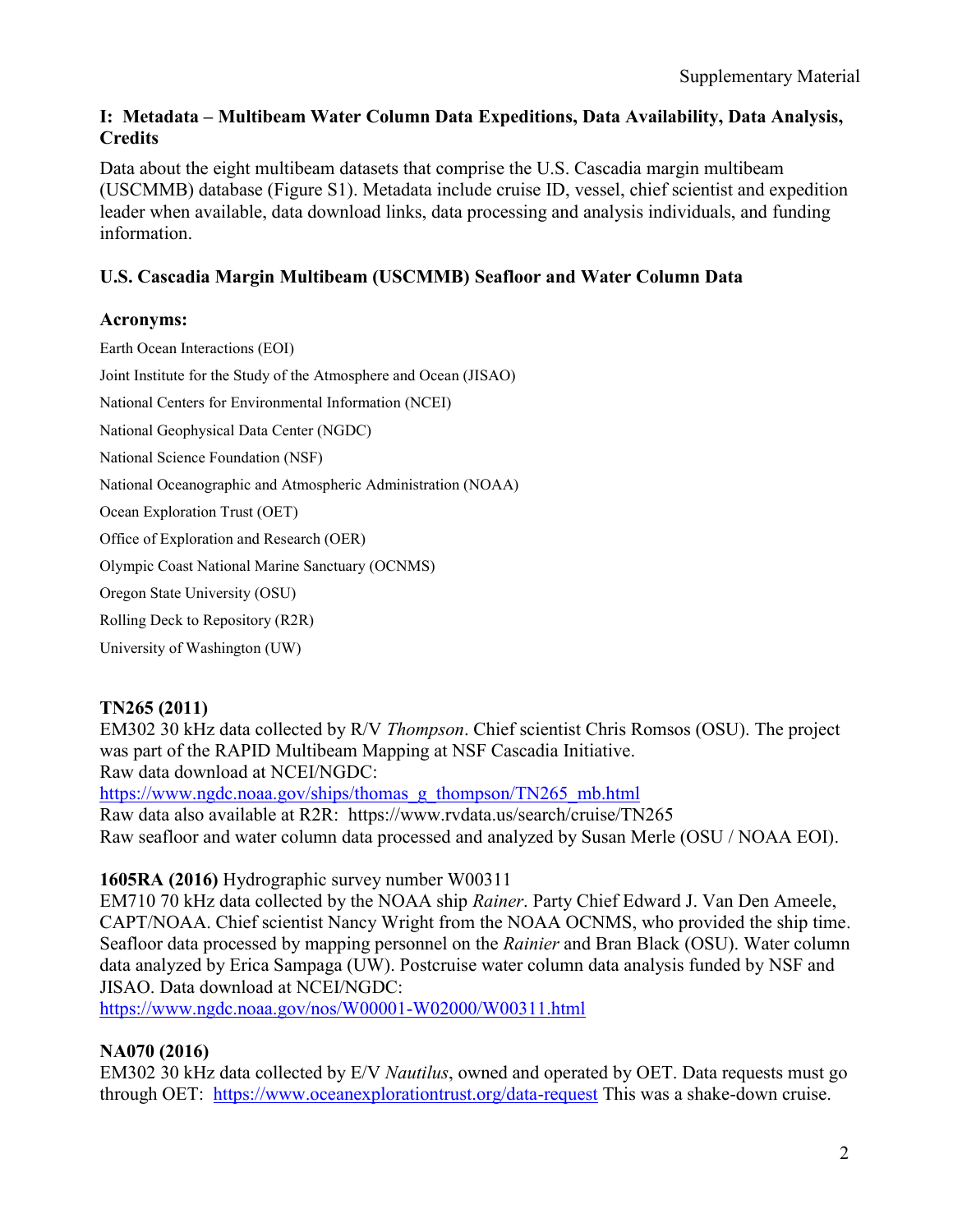Supplementary Material

## I: Metadata – Multibeam Water Column Data Expeditions, Data Availability, Data Analysis, Credits

Data about the eight multibeam datasets that comprise the U.S. Cascadia margin multibeam (USCMMB) database (Figure S1). Metadata include cruise ID, vessel, chief scientist and expedition leader when available, data download links, data processing and analysis individuals, and funding information.

## U.S. Cascadia Margin Multibeam (USCMMB) Seafloor and Water Column Data

### Acronyms:

Earth Ocean Interactions (EOI)

Joint Institute for the Study of the Atmosphere and Ocean (JISAO)

National Centers for Environmental Information (NCEI)

National Geophysical Data Center (NGDC)

National Science Foundation (NSF)

National Oceanographic and Atmospheric Administration (NOAA)

Ocean Exploration Trust (OET)

Office of Exploration and Research (OER)

Olympic Coast National Marine Sanctuary (OCNMS)

Oregon State University (OSU)

Rolling Deck to Repository (R2R)

University of Washington (UW)

**TN265 (2011)**
EM302 30 kHz data collected by R/V *Thompson*. Chief scientist Chris Romsos (OSU). The project was part of the RAPID Multibeam Mapping at NSF Cascadia Initiative.
Raw data download at NCEI/NGDC:
https://www.ngdc.noaa.gov/ships/thomas_g_thompson/TN265_mb.html
Raw data also available at R2R: https://www.rvdata.us/search/cruise/TN265
Raw seafloor and water column data processed and analyzed by Susan Merle (OSU / NOAA EOI).

**1605RA (2016)** Hydrographic survey number W00311
EM710 70 kHz data collected by the NOAA ship *Rainer*. Party Chief Edward J. Van Den Ameele, CAPT/NOAA. Chief scientist Nancy Wright from the NOAA OCNMS, who provided the ship time. Seafloor data processed by mapping personnel on the *Rainier* and Bran Black (OSU). Water column data analyzed by Erica Sampaga (UW). Postcruise water column data analysis funded by NSF and JISAO. Data download at NCEI/NGDC:
https://www.ngdc.noaa.gov/nos/W00001-W02000/W00311.html

**NA070 (2016)**
EM302 30 kHz data collected by E/V *Nautilus*, owned and operated by OET. Data requests must go through OET: https://www.oceanexplorationtrust.org/data-request This was a shake-down cruise.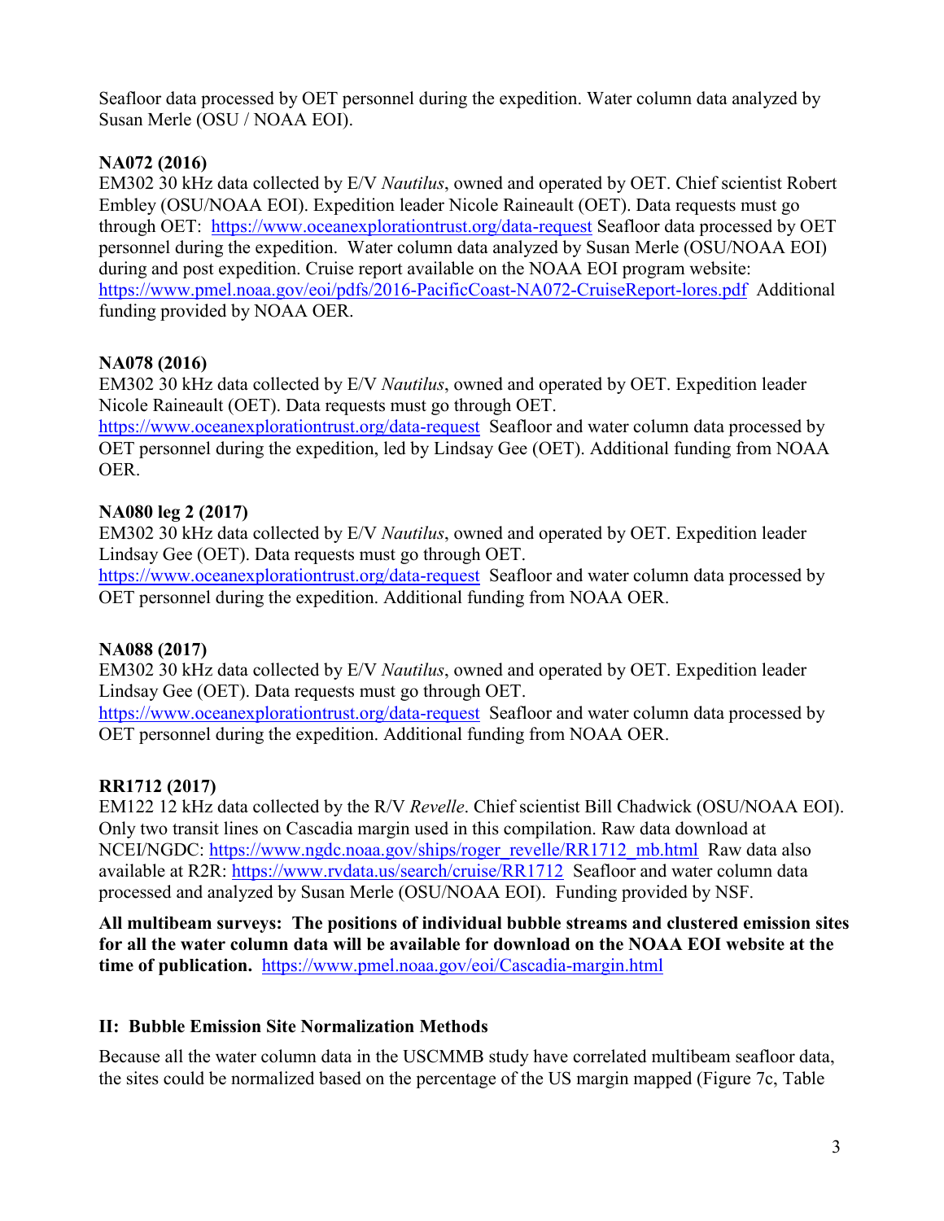Seafloor data processed by OET personnel during the expedition. Water column data analyzed by Susan Merle (OSU / NOAA EOI).

**NA072 (2016)**
EM302 30 kHz data collected by E/V *Nautilus*, owned and operated by OET. Chief scientist Robert Embley (OSU/NOAA EOI). Expedition leader Nicole Raineault (OET). Data requests must go through OET: https://www.oceanexplorationtrust.org/data-request Seafloor data processed by OET personnel during the expedition. Water column data analyzed by Susan Merle (OSU/NOAA EOI) during and post expedition. Cruise report available on the NOAA EOI program website: https://www.pmel.noaa.gov/eoi/pdfs/2016-PacificCoast-NA072-CruiseReport-lores.pdf Additional funding provided by NOAA OER.

**NA078 (2016)**
EM302 30 kHz data collected by E/V *Nautilus*, owned and operated by OET. Expedition leader Nicole Raineault (OET). Data requests must go through OET.
https://www.oceanexplorationtrust.org/data-request Seafloor and water column data processed by OET personnel during the expedition, led by Lindsay Gee (OET). Additional funding from NOAA OER.

**NA080 leg 2 (2017)**
EM302 30 kHz data collected by E/V *Nautilus*, owned and operated by OET. Expedition leader Lindsay Gee (OET). Data requests must go through OET.
https://www.oceanexplorationtrust.org/data-request Seafloor and water column data processed by OET personnel during the expedition. Additional funding from NOAA OER.

**NA088 (2017)**
EM302 30 kHz data collected by E/V *Nautilus*, owned and operated by OET. Expedition leader Lindsay Gee (OET). Data requests must go through OET.
https://www.oceanexplorationtrust.org/data-request Seafloor and water column data processed by OET personnel during the expedition. Additional funding from NOAA OER.

**RR1712 (2017)**
EM122 12 kHz data collected by the R/V *Revelle*. Chief scientist Bill Chadwick (OSU/NOAA EOI). Only two transit lines on Cascadia margin used in this compilation. Raw data download at NCEI/NGDC: https://www.ngdc.noaa.gov/ships/roger_revelle/RR1712_mb.html Raw data also available at R2R: https://www.rvdata.us/search/cruise/RR1712 Seafloor and water column data processed and analyzed by Susan Merle (OSU/NOAA EOI). Funding provided by NSF.

**All multibeam surveys: The positions of individual bubble streams and clustered emission sites for all the water column data will be available for download on the NOAA EOI website at the time of publication.** https://www.pmel.noaa.gov/eoi/Cascadia-margin.html

## II: Bubble Emission Site Normalization Methods

Because all the water column data in the USCMMB study have correlated multibeam seafloor data, the sites could be normalized based on the percentage of the US margin mapped (Figure 7c, Table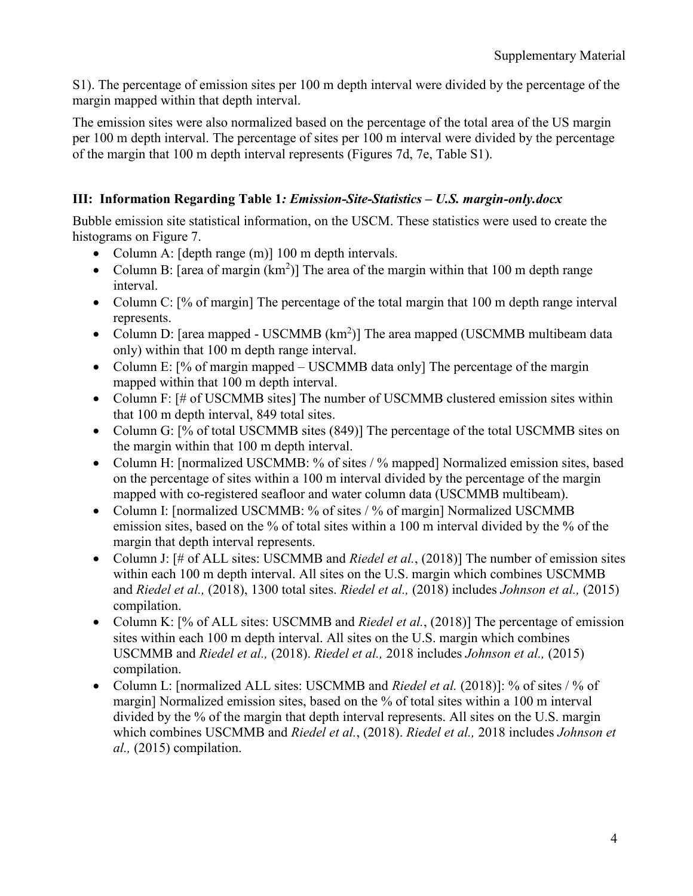S1). The percentage of emission sites per 100 m depth interval were divided by the percentage of the margin mapped within that depth interval.

The emission sites were also normalized based on the percentage of the total area of the US margin per 100 m depth interval. The percentage of sites per 100 m interval were divided by the percentage of the margin that 100 m depth interval represents (Figures 7d, 7e, Table S1).

### III: Information Regarding Table 1*: Emission-Site-Statistics – U.S. margin-only.docx*

Bubble emission site statistical information, on the USCM. These statistics were used to create the histograms on Figure 7.

- Column A: [depth range (m)] 100 m depth intervals.
- Column B: [area of margin ($km^2$)] The area of the margin within that 100 m depth range interval.
- Column C: [% of margin] The percentage of the total margin that 100 m depth range interval represents.
- Column D: [area mapped - USCMMB ($km^2$)] The area mapped (USCMMB multibeam data only) within that 100 m depth range interval.
- Column E: [% of margin mapped – USCMMB data only] The percentage of the margin mapped within that 100 m depth interval.
- Column F: [# of USCMMB sites] The number of USCMMB clustered emission sites within that 100 m depth interval, 849 total sites.
- Column G: [% of total USCMMB sites (849)] The percentage of the total USCMMB sites on the margin within that 100 m depth interval.
- Column H: [normalized USCMMB: % of sites / % mapped] Normalized emission sites, based on the percentage of sites within a 100 m interval divided by the percentage of the margin mapped with co-registered seafloor and water column data (USCMMB multibeam).
- Column I: [normalized USCMMB: % of sites / % of margin] Normalized USCMMB emission sites, based on the % of total sites within a 100 m interval divided by the % of the margin that depth interval represents.
- Column J: [# of ALL sites: USCMMB and *Riedel et al.*, (2018)] The number of emission sites within each 100 m depth interval. All sites on the U.S. margin which combines USCMMB and *Riedel et al.,* (2018), 1300 total sites. *Riedel et al.,* (2018) includes *Johnson et al.,* (2015) compilation.
- Column K: [% of ALL sites: USCMMB and *Riedel et al.*, (2018)] The percentage of emission sites within each 100 m depth interval. All sites on the U.S. margin which combines USCMMB and *Riedel et al.,* (2018). *Riedel et al.,* 2018 includes *Johnson et al.,* (2015) compilation.
- Column L: [normalized ALL sites: USCMMB and *Riedel et al.* (2018)]: % of sites / % of margin] Normalized emission sites, based on the % of total sites within a 100 m interval divided by the % of the margin that depth interval represents. All sites on the U.S. margin which combines USCMMB and *Riedel et al.*, (2018). *Riedel et al.,* 2018 includes *Johnson et al.,* (2015) compilation.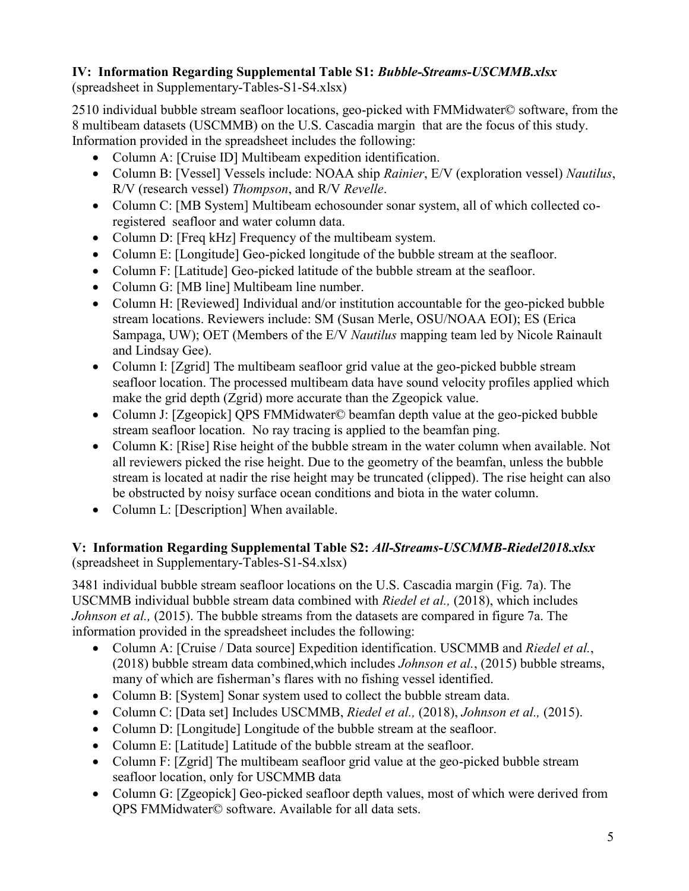### IV: Information Regarding Supplemental Table S1: *Bubble-Streams-USCMMB.xlsx*

(spreadsheet in Supplementary-Tables-S1-S4.xlsx)

2510 individual bubble stream seafloor locations, geo-picked with FMMidwater© software, from the 8 multibeam datasets (USCMMB) on the U.S. Cascadia margin that are the focus of this study. Information provided in the spreadsheet includes the following:

- Column A: [Cruise ID] Multibeam expedition identification.
- Column B: [Vessel] Vessels include: NOAA ship *Rainier*, E/V (exploration vessel) *Nautilus*, R/V (research vessel) *Thompson*, and R/V *Revelle*.
- Column C: [MB System] Multibeam echosounder sonar system, all of which collected co-registered seafloor and water column data.
- Column D: [Freq kHz] Frequency of the multibeam system.
- Column E: [Longitude] Geo-picked longitude of the bubble stream at the seafloor.
- Column F: [Latitude] Geo-picked latitude of the bubble stream at the seafloor.
- Column G: [MB line] Multibeam line number.
- Column H: [Reviewed] Individual and/or institution accountable for the geo-picked bubble stream locations. Reviewers include: SM (Susan Merle, OSU/NOAA EOI); ES (Erica Sampaga, UW); OET (Members of the E/V *Nautilus* mapping team led by Nicole Rainault and Lindsay Gee).
- Column I: [Zgrid] The multibeam seafloor grid value at the geo-picked bubble stream seafloor location. The processed multibeam data have sound velocity profiles applied which make the grid depth (Zgrid) more accurate than the Zgeopick value.
- Column J: [Zgeopick] QPS FMMidwater© beamfan depth value at the geo-picked bubble stream seafloor location. No ray tracing is applied to the beamfan ping.
- Column K: [Rise] Rise height of the bubble stream in the water column when available. Not all reviewers picked the rise height. Due to the geometry of the beamfan, unless the bubble stream is located at nadir the rise height may be truncated (clipped). The rise height can also be obstructed by noisy surface ocean conditions and biota in the water column.
- Column L: [Description] When available.

### V: Information Regarding Supplemental Table S2: *All-Streams-USCMMB-Riedel2018.xlsx*

(spreadsheet in Supplementary-Tables-S1-S4.xlsx)

3481 individual bubble stream seafloor locations on the U.S. Cascadia margin (Fig. 7a). The USCMMB individual bubble stream data combined with *Riedel et al.,* (2018), which includes *Johnson et al.,* (2015). The bubble streams from the datasets are compared in figure 7a. The information provided in the spreadsheet includes the following:

- Column A: [Cruise / Data source] Expedition identification. USCMMB and *Riedel et al.*, (2018) bubble stream data combined,which includes *Johnson et al.*, (2015) bubble streams, many of which are fisherman's flares with no fishing vessel identified.
- Column B: [System] Sonar system used to collect the bubble stream data.
- Column C: [Data set] Includes USCMMB, *Riedel et al.,* (2018), *Johnson et al.,* (2015).
- Column D: [Longitude] Longitude of the bubble stream at the seafloor.
- Column E: [Latitude] Latitude of the bubble stream at the seafloor.
- Column F: [Zgrid] The multibeam seafloor grid value at the geo-picked bubble stream seafloor location, only for USCMMB data
- Column G: [Zgeopick] Geo-picked seafloor depth values, most of which were derived from QPS FMMidwater© software. Available for all data sets.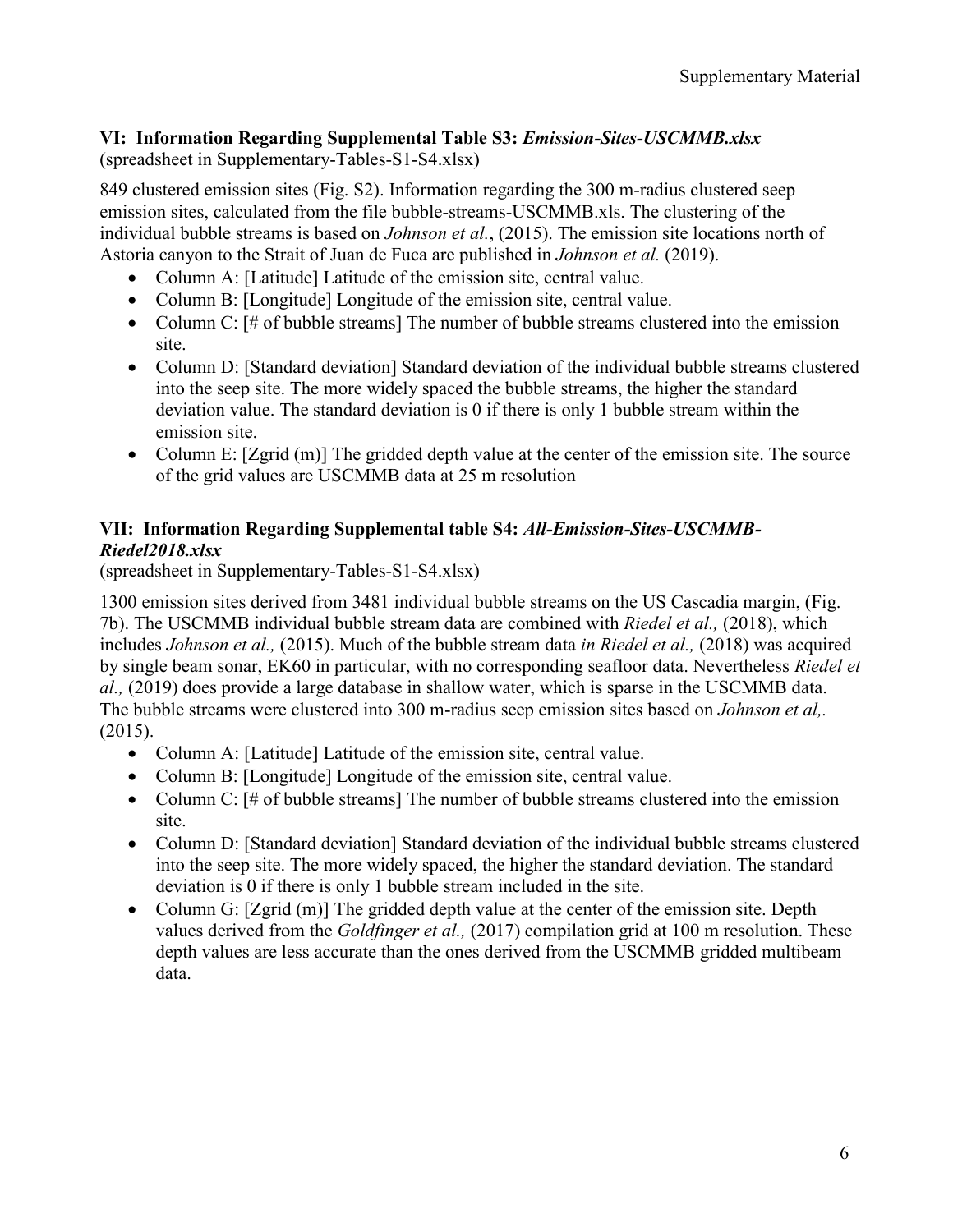### VI: Information Regarding Supplemental Table S3: *Emission-Sites-USCMMB.xlsx*

(spreadsheet in Supplementary-Tables-S1-S4.xlsx)

849 clustered emission sites (Fig. S2). Information regarding the 300 m-radius clustered seep emission sites, calculated from the file bubble-streams-USCMMB.xls. The clustering of the individual bubble streams is based on *Johnson et al.*, (2015). The emission site locations north of Astoria canyon to the Strait of Juan de Fuca are published in *Johnson et al.* (2019).

- Column A: [Latitude] Latitude of the emission site, central value.
- Column B: [Longitude] Longitude of the emission site, central value.
- Column C: [# of bubble streams] The number of bubble streams clustered into the emission site.
- Column D: [Standard deviation] Standard deviation of the individual bubble streams clustered into the seep site. The more widely spaced the bubble streams, the higher the standard deviation value. The standard deviation is 0 if there is only 1 bubble stream within the emission site.
- Column E: [Zgrid (m)] The gridded depth value at the center of the emission site. The source of the grid values are USCMMB data at 25 m resolution

### VII: Information Regarding Supplemental table S4: *All-Emission-Sites-USCMMB-Riedel2018.xlsx*

(spreadsheet in Supplementary-Tables-S1-S4.xlsx)

1300 emission sites derived from 3481 individual bubble streams on the US Cascadia margin, (Fig. 7b). The USCMMB individual bubble stream data are combined with *Riedel et al.,* (2018), which includes *Johnson et al.,* (2015). Much of the bubble stream data *in Riedel et al.,* (2018) was acquired by single beam sonar, EK60 in particular, with no corresponding seafloor data. Nevertheless *Riedel et al.,* (2019) does provide a large database in shallow water, which is sparse in the USCMMB data. The bubble streams were clustered into 300 m-radius seep emission sites based on *Johnson et al,.* (2015).

- Column A: [Latitude] Latitude of the emission site, central value.
- Column B: [Longitude] Longitude of the emission site, central value.
- Column C: [# of bubble streams] The number of bubble streams clustered into the emission site.
- Column D: [Standard deviation] Standard deviation of the individual bubble streams clustered into the seep site. The more widely spaced, the higher the standard deviation. The standard deviation is 0 if there is only 1 bubble stream included in the site.
- Column G: [Zgrid (m)] The gridded depth value at the center of the emission site. Depth values derived from the *Goldfinger et al.,* (2017) compilation grid at 100 m resolution. These depth values are less accurate than the ones derived from the USCMMB gridded multibeam data.